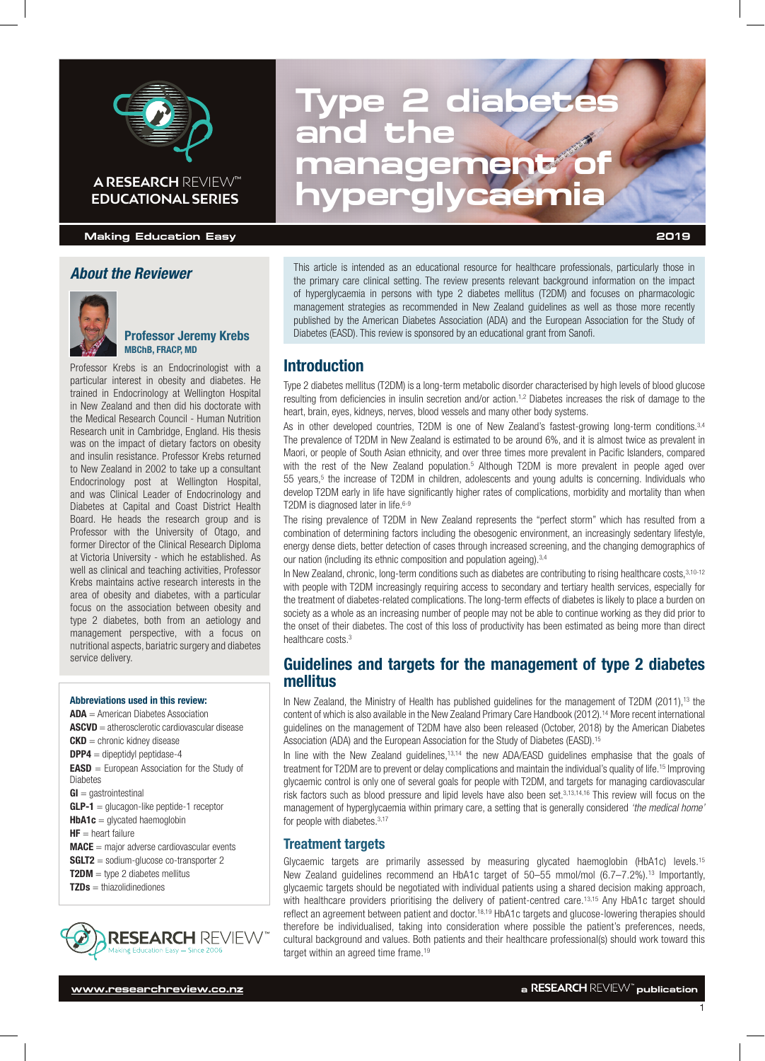A RESEARCH REVIEW™ EDUCATIONAL SERIES

# Type 2 diabetes and the management of hyperglycaemia

Making Education Easy

2019

## About the Reviewer

### Professor Jeremy Krebs

**MBChB, FRACP, MD**

Professor Krebs is an Endocrinologist with a particular interest in obesity and diabetes. He trained in Endocrinology at Wellington Hospital in New Zealand and then did his doctorate with the Medical Research Council - Human Nutrition Research unit in Cambridge, England. His thesis was on the impact of dietary factors on obesity and insulin resistance. Professor Krebs returned to New Zealand in 2002 to take up a consultant Endocrinology post at Wellington Hospital, and was Clinical Leader of Endocrinology and Diabetes at Capital and Coast District Health Board. He heads the research group and is Professor with the University of Otago, and former Director of the Clinical Research Diploma at Victoria University - which he established. As well as clinical and teaching activities, Professor Krebs maintains active research interests in the area of obesity and diabetes, with a particular focus on the association between obesity and type 2 diabetes, both from an aetiology and management perspective, with a focus on nutritional aspects, bariatric surgery and diabetes service delivery.

**Abbreviations used in this review:**

**ADA** = American Diabetes Association
**ASCVD** = atherosclerotic cardiovascular disease
**CKD** = chronic kidney disease
**DPP4** = dipeptidyl peptidase-4
**EASD** = European Association for the Study of Diabetes
**GI** = gastrointestinal
**GLP-1** = glucagon-like peptide-1 receptor
**HbA1c** = glycated haemoglobin
**HF** = heart failure
**MACE** = major adverse cardiovascular events
**SGLT2** = sodium-glucose co-transporter 2
**T2DM** = type 2 diabetes mellitus
**TZDs** = thiazolidinediones

This article is intended as an educational resource for healthcare professionals, particularly those in the primary care clinical setting. The review presents relevant background information on the impact of hyperglycaemia in persons with type 2 diabetes mellitus (T2DM) and focuses on pharmacologic management strategies as recommended in New Zealand guidelines as well as those more recently published by the American Diabetes Association (ADA) and the European Association for the Study of Diabetes (EASD). This review is sponsored by an educational grant from Sanofi.

## Introduction

Type 2 diabetes mellitus (T2DM) is a long-term metabolic disorder characterised by high levels of blood glucose resulting from deficiencies in insulin secretion and/or action.[1,2] Diabetes increases the risk of damage to the heart, brain, eyes, kidneys, nerves, blood vessels and many other body systems.

As in other developed countries, T2DM is one of New Zealand's fastest-growing long-term conditions.[3,4] The prevalence of T2DM in New Zealand is estimated to be around 6%, and it is almost twice as prevalent in Maori, or people of South Asian ethnicity, and over three times more prevalent in Pacific Islanders, compared with the rest of the New Zealand population.[5] Although T2DM is more prevalent in people aged over 55 years,[5] the increase of T2DM in children, adolescents and young adults is concerning. Individuals who develop T2DM early in life have significantly higher rates of complications, morbidity and mortality than when T2DM is diagnosed later in life.[6-9]

The rising prevalence of T2DM in New Zealand represents the "perfect storm" which has resulted from a combination of determining factors including the obesogenic environment, an increasingly sedentary lifestyle, energy dense diets, better detection of cases through increased screening, and the changing demographics of our nation (including its ethnic composition and population ageing).[3,4]

In New Zealand, chronic, long-term conditions such as diabetes are contributing to rising healthcare costs,[3,10-12] with people with T2DM increasingly requiring access to secondary and tertiary health services, especially for the treatment of diabetes-related complications. The long-term effects of diabetes is likely to place a burden on society as a whole as an increasing number of people may not be able to continue working as they did prior to the onset of their diabetes. The cost of this loss of productivity has been estimated as being more than direct healthcare costs.[3]

## Guidelines and targets for the management of type 2 diabetes mellitus

In New Zealand, the Ministry of Health has published guidelines for the management of T2DM (2011),[13] the content of which is also available in the New Zealand Primary Care Handbook (2012).[14] More recent international guidelines on the management of T2DM have also been released (October, 2018) by the American Diabetes Association (ADA) and the European Association for the Study of Diabetes (EASD).[15]

In line with the New Zealand guidelines,[13,14] the new ADA/EASD guidelines emphasise that the goals of treatment for T2DM are to prevent or delay complications and maintain the individual's quality of life.[15] Improving glycaemic control is only one of several goals for people with T2DM, and targets for managing cardiovascular risk factors such as blood pressure and lipid levels have also been set.[3,13,14,16] This review will focus on the management of hyperglycaemia within primary care, a setting that is generally considered *'the medical home'* for people with diabetes.[3,17]

### Treatment targets

Glycaemic targets are primarily assessed by measuring glycated haemoglobin (HbA1c) levels.[15] New Zealand guidelines recommend an HbA1c target of 50–55 mmol/mol (6.7–7.2%).[13] Importantly, glycaemic targets should be negotiated with individual patients using a shared decision making approach, with healthcare providers prioritising the delivery of patient-centred care.[13,15] Any HbA1c target should reflect an agreement between patient and doctor.[18,19] HbA1c targets and glucose-lowering therapies should therefore be individualised, taking into consideration where possible the patient's preferences, needs, cultural background and values. Both patients and their healthcare professional(s) should work toward this target within an agreed time frame.[19]

RESEARCH REVIEW™ Making Education Easy – Since 2006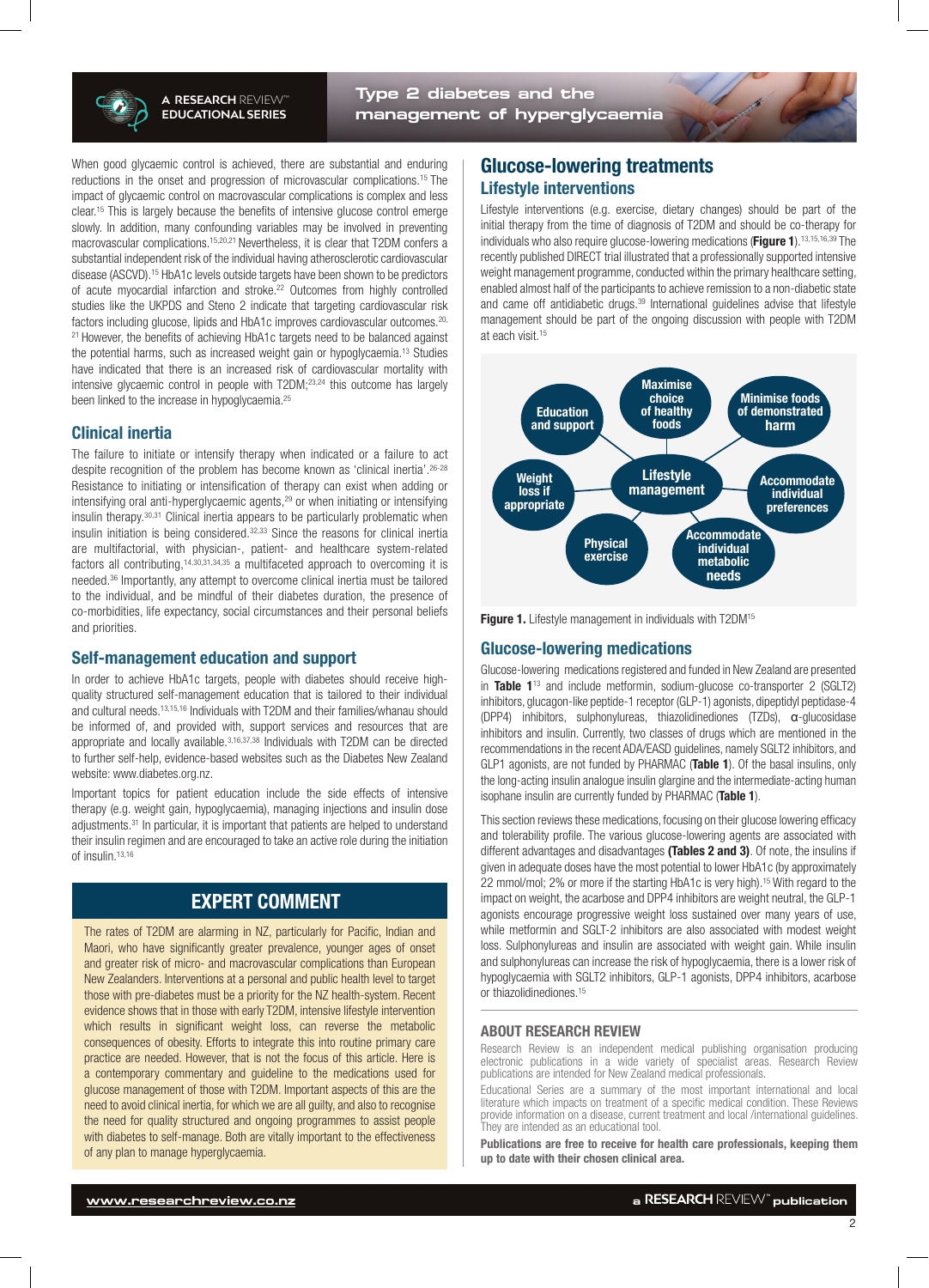When good glycaemic control is achieved, there are substantial and enduring reductions in the onset and progression of microvascular complications.[15] The impact of glycaemic control on macrovascular complications is complex and less clear.[15] This is largely because the benefits of intensive glucose control emerge slowly. In addition, many confounding variables may be involved in preventing macrovascular complications.[15,20,21] Nevertheless, it is clear that T2DM confers a substantial independent risk of the individual having atherosclerotic cardiovascular disease (ASCVD).[15] HbA1c levels outside targets have been shown to be predictors of acute myocardial infarction and stroke.[22] Outcomes from highly controlled studies like the UKPDS and Steno 2 indicate that targeting cardiovascular risk factors including glucose, lipids and HbA1c improves cardiovascular outcomes.[20,21] However, the benefits of achieving HbA1c targets need to be balanced against the potential harms, such as increased weight gain or hypoglycaemia.[13] Studies have indicated that there is an increased risk of cardiovascular mortality with intensive glycaemic control in people with T2DM;[23,24] this outcome has largely been linked to the increase in hypoglycaemia.[25]

## Clinical inertia

The failure to initiate or intensify therapy when indicated or a failure to act despite recognition of the problem has become known as 'clinical inertia'.[26-28] Resistance to initiating or intensification of therapy can exist when adding or intensifying oral anti-hyperglycaemic agents,[29] or when initiating or intensifying insulin therapy.[30,31] Clinical inertia appears to be particularly problematic when insulin initiation is being considered.[32,33] Since the reasons for clinical inertia are multifactorial, with physician-, patient- and healthcare system-related factors all contributing,[14,30,31,34,35] a multifaceted approach to overcoming it is needed.[36] Importantly, any attempt to overcome clinical inertia must be tailored to the individual, and be mindful of their diabetes duration, the presence of co-morbidities, life expectancy, social circumstances and their personal beliefs and priorities.

## Self-management education and support

In order to achieve HbA1c targets, people with diabetes should receive high-quality structured self-management education that is tailored to their individual and cultural needs.[13,15,16] Individuals with T2DM and their families/whanau should be informed of, and provided with, support services and resources that are appropriate and locally available.[3,16,37,38] Individuals with T2DM can be directed to further self-help, evidence-based websites such as the Diabetes New Zealand website: www.diabetes.org.nz.

Important topics for patient education include the side effects of intensive therapy (e.g. weight gain, hypoglycaemia), managing injections and insulin dose adjustments.[31] In particular, it is important that patients are helped to understand their insulin regimen and are encouraged to take an active role during the initiation of insulin.[13,16]

## EXPERT COMMENT

The rates of T2DM are alarming in NZ, particularly for Pacific, Indian and Maori, who have significantly greater prevalence, younger ages of onset and greater risk of micro- and macrovascular complications than European New Zealanders. Interventions at a personal and public health level to target those with pre-diabetes must be a priority for the NZ health-system. Recent evidence shows that in those with early T2DM, intensive lifestyle intervention which results in significant weight loss, can reverse the metabolic consequences of obesity. Efforts to integrate this into routine primary care practice are needed. However, that is not the focus of this article. Here is a contemporary commentary and guideline to the medications used for glucose management of those with T2DM. Important aspects of this are the need to avoid clinical inertia, for which we are all guilty, and also to recognise the need for quality structured and ongoing programmes to assist people with diabetes to self-manage. Both are vitally important to the effectiveness of any plan to manage hyperglycaemia.

# Glucose-lowering treatments

## Lifestyle interventions

Lifestyle interventions (e.g. exercise, dietary changes) should be part of the initial therapy from the time of diagnosis of T2DM and should be co-therapy for individuals who also require glucose-lowering medications (**Figure 1**).[13,15,16,39] The recently published DIRECT trial illustrated that a professionally supported intensive weight management programme, conducted within the primary healthcare setting, enabled almost half of the participants to achieve remission to a non-diabetic state and came off antidiabetic drugs.[39] International guidelines advise that lifestyle management should be part of the ongoing discussion with people with T2DM at each visit.[15]

Lifestyle management

Education and support

Maximise choice of healthy foods

Minimise foods of demonstrated harm

Weight loss if appropriate

Accommodate individual preferences

Physical exercise

Accommodate individual metabolic needs

**Figure 1.** Lifestyle management in individuals with T2DM[15]

## Glucose-lowering medications

Glucose-lowering medications registered and funded in New Zealand are presented in **Table 1**[13] and include metformin, sodium-glucose co-transporter 2 (SGLT2) inhibitors, glucagon-like peptide-1 receptor (GLP-1) agonists, dipeptidyl peptidase-4 (DPP4) inhibitors, sulphonylureas, thiazolidinediones (TZDs), α-glucosidase inhibitors and insulin. Currently, two classes of drugs which are mentioned in the recommendations in the recent ADA/EASD guidelines, namely SGLT2 inhibitors, and GLP1 agonists, are not funded by PHARMAC (**Table 1**). Of the basal insulins, only the long-acting insulin analogue insulin glargine and the intermediate-acting human isophane insulin are currently funded by PHARMAC (**Table 1**).

This section reviews these medications, focusing on their glucose lowering efficacy and tolerability profile. The various glucose-lowering agents are associated with different advantages and disadvantages **(Tables 2 and 3)**. Of note, the insulins if given in adequate doses have the most potential to lower HbA1c (by approximately 22 mmol/mol; 2% or more if the starting HbA1c is very high).[15] With regard to the impact on weight, the acarbose and DPP4 inhibitors are weight neutral, the GLP-1 agonists encourage progressive weight loss sustained over many years of use, while metformin and SGLT-2 inhibitors are also associated with modest weight loss. Sulphonylureas and insulin are associated with weight gain. While insulin and sulphonylureas can increase the risk of hypoglycaemia, there is a lower risk of hypoglycaemia with SGLT2 inhibitors, GLP-1 agonists, DPP4 inhibitors, acarbose or thiazolidinediones.[15]

## ABOUT RESEARCH REVIEW

Research Review is an independent medical publishing organisation producing electronic publications in a wide variety of specialist areas. Research Review publications are intended for New Zealand medical professionals.

Educational Series are a summary of the most important international and local literature which impacts on treatment of a specific medical condition. These Reviews provide information on a disease, current treatment and local /international guidelines. They are intended as an educational tool.

**Publications are free to receive for health care professionals, keeping them up to date with their chosen clinical area.**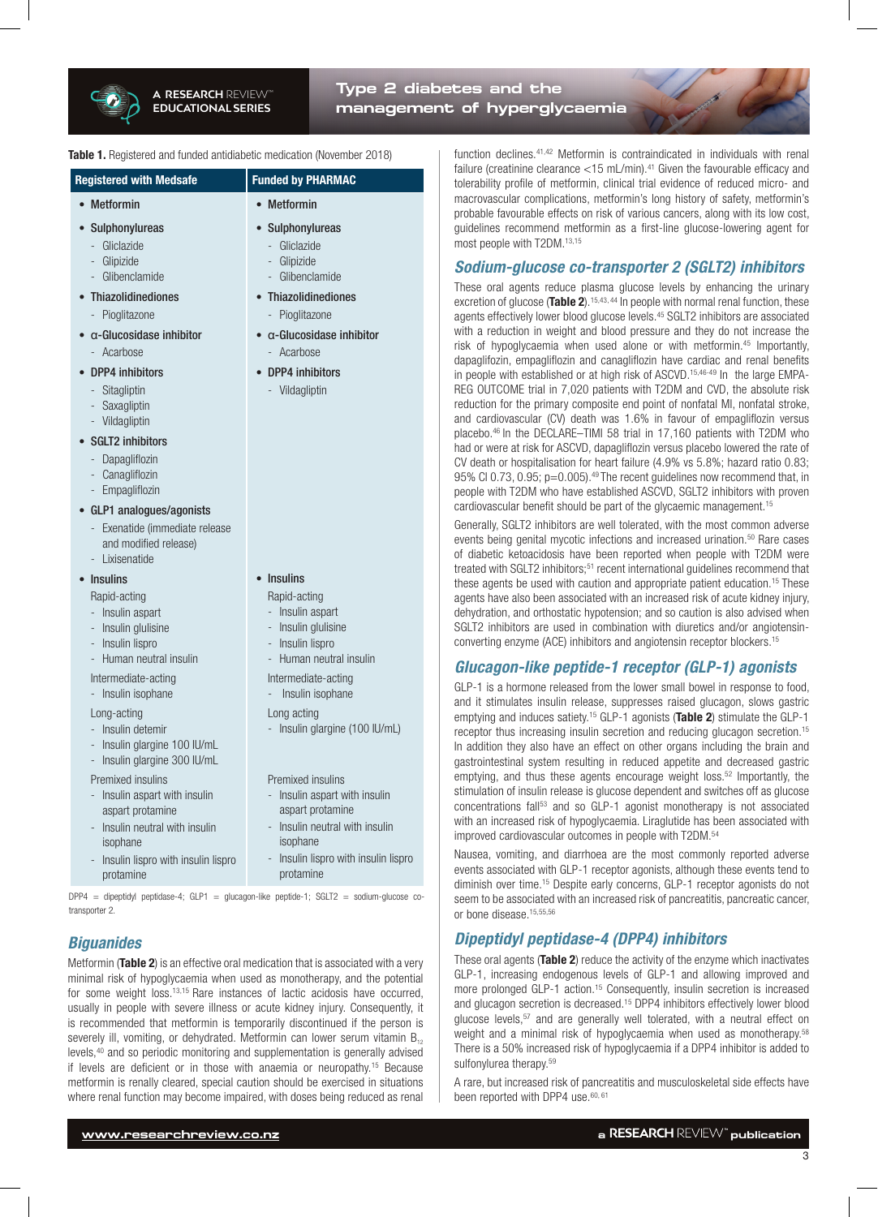**Table 1.** Registered and funded antidiabetic medication (November 2018)

| Registered with Medsafe | Funded by PHARMAC |
|---|---|
| • **Metformin** | • **Metformin** |
| • **Sulphonylureas**<br>- Gliclazide<br>- Glipizide<br>- Glibenclamide | • **Sulphonylureas**<br>- Gliclazide<br>- Glipizide<br>- Glibenclamide |
| • **Thiazolidinediones**<br>- Pioglitazone | • **Thiazolidinediones**<br>- Pioglitazone |
| • **α-Glucosidase inhibitor**<br>- Acarbose | • **α-Glucosidase inhibitor**<br>- Acarbose |
| • **DPP4 inhibitors**<br>- Sitagliptin<br>- Saxagliptin<br>- Vildagliptin | • **DPP4 inhibitors**<br>- Vildagliptin |
| • **SGLT2 inhibitors**<br>- Dapagliflozin<br>- Canagliflozin<br>- Empagliflozin | |
| • **GLP1 analogues/agonists**<br>- Exenatide (immediate release and modified release)<br>- Lixisenatide | |
| • **Insulins**<br>Rapid-acting<br>- Insulin aspart<br>- Insulin glulisine<br>- Insulin lispro<br>- Human neutral insulin<br>Intermediate-acting<br>- Insulin isophane<br>Long-acting<br>- Insulin detemir<br>- Insulin glargine 100 IU/mL<br>- Insulin glargine 300 IU/mL<br>Premixed insulins<br>- Insulin aspart with insulin aspart protamine<br>- Insulin neutral with insulin isophane<br>- Insulin lispro with insulin lispro protamine | • **Insulins**<br>Rapid-acting<br>- Insulin aspart<br>- Insulin glulisine<br>- Insulin lispro<br>- Human neutral insulin<br>Intermediate-acting<br>- Insulin isophane<br>Long acting<br>- Insulin glargine (100 IU/mL)<br>Premixed insulins<br>- Insulin aspart with insulin aspart protamine<br>- Insulin neutral with insulin isophane<br>- Insulin lispro with insulin lispro protamine |

DPP4 = dipeptidyl peptidase-4; GLP1 = glucagon-like peptide-1; SGLT2 = sodium-glucose co-transporter 2.

## Biguanides

Metformin (**Table 2**) is an effective oral medication that is associated with a very minimal risk of hypoglycaemia when used as monotherapy, and the potential for some weight loss.[13,15] Rare instances of lactic acidosis have occurred, usually in people with severe illness or acute kidney injury. Consequently, it is recommended that metformin is temporarily discontinued if the person is severely ill, vomiting, or dehydrated. Metformin can lower serum vitamin $B_{12}$ levels,[40] and so periodic monitoring and supplementation is generally advised if levels are deficient or in those with anaemia or neuropathy.[15] Because metformin is renally cleared, special caution should be exercised in situations where renal function may become impaired, with doses being reduced as renal function declines.[41,42] Metformin is contraindicated in individuals with renal failure (creatinine clearance <15 mL/min).[41] Given the favourable efficacy and tolerability profile of metformin, clinical trial evidence of reduced micro- and macrovascular complications, metformin's long history of safety, metformin's probable favourable effects on risk of various cancers, along with its low cost, guidelines recommend metformin as a first-line glucose-lowering agent for most people with T2DM.[13,15]

## Sodium-glucose co-transporter 2 (SGLT2) inhibitors

These oral agents reduce plasma glucose levels by enhancing the urinary excretion of glucose (**Table 2**).[15,43,44] In people with normal renal function, these agents effectively lower blood glucose levels.[45] SGLT2 inhibitors are associated with a reduction in weight and blood pressure and they do not increase the risk of hypoglycaemia when used alone or with metformin.[45] Importantly, dapagliflozin, empagliflozin and canagliflozin have cardiac and renal benefits in people with established or at high risk of ASCVD.[15,46-49] In the large EMPA-REG OUTCOME trial in 7,020 patients with T2DM and CVD, the absolute risk reduction for the primary composite end point of nonfatal MI, nonfatal stroke, and cardiovascular (CV) death was 1.6% in favour of empagliflozin versus placebo.[46] In the DECLARE–TIMI 58 trial in 17,160 patients with T2DM who had or were at risk for ASCVD, dapagliflozin versus placebo lowered the rate of CV death or hospitalisation for heart failure (4.9% vs 5.8%; hazard ratio 0.83; 95% CI 0.73, 0.95; p=0.005).[49] The recent guidelines now recommend that, in people with T2DM who have established ASCVD, SGLT2 inhibitors with proven cardiovascular benefit should be part of the glycaemic management.[15]

Generally, SGLT2 inhibitors are well tolerated, with the most common adverse events being genital mycotic infections and increased urination.[50] Rare cases of diabetic ketoacidosis have been reported when people with T2DM were treated with SGLT2 inhibitors;[51] recent international guidelines recommend that these agents be used with caution and appropriate patient education.[15] These agents have also been associated with an increased risk of acute kidney injury, dehydration, and orthostatic hypotension; and so caution is also advised when SGLT2 inhibitors are used in combination with diuretics and/or angiotensin-converting enzyme (ACE) inhibitors and angiotensin receptor blockers.[15]

## Glucagon-like peptide-1 receptor (GLP-1) agonists

GLP-1 is a hormone released from the lower small bowel in response to food, and it stimulates insulin release, suppresses raised glucagon, slows gastric emptying and induces satiety.[15] GLP-1 agonists (**Table 2**) stimulate the GLP-1 receptor thus increasing insulin secretion and reducing glucagon secretion.[15] In addition they also have an effect on other organs including the brain and gastrointestinal system resulting in reduced appetite and decreased gastric emptying, and thus these agents encourage weight loss.[52] Importantly, the stimulation of insulin release is glucose dependent and switches off as glucose concentrations fall[53] and so GLP-1 agonist monotherapy is not associated with an increased risk of hypoglycaemia. Liraglutide has been associated with improved cardiovascular outcomes in people with T2DM.[54]

Nausea, vomiting, and diarrhoea are the most commonly reported adverse events associated with GLP-1 receptor agonists, although these events tend to diminish over time.[15] Despite early concerns, GLP-1 receptor agonists do not seem to be associated with an increased risk of pancreatitis, pancreatic cancer, or bone disease.[15,55,56]

## Dipeptidyl peptidase-4 (DPP4) inhibitors

These oral agents (**Table 2**) reduce the activity of the enzyme which inactivates GLP-1, increasing endogenous levels of GLP-1 and allowing improved and more prolonged GLP-1 action.[15] Consequently, insulin secretion is increased and glucagon secretion is decreased.[15] DPP4 inhibitors effectively lower blood glucose levels,[57] and are generally well tolerated, with a neutral effect on weight and a minimal risk of hypoglycaemia when used as monotherapy.[58] There is a 50% increased risk of hypoglycaemia if a DPP4 inhibitor is added to sulfonylurea therapy.[59]

A rare, but increased risk of pancreatitis and musculoskeletal side effects have been reported with DPP4 use.[60,61]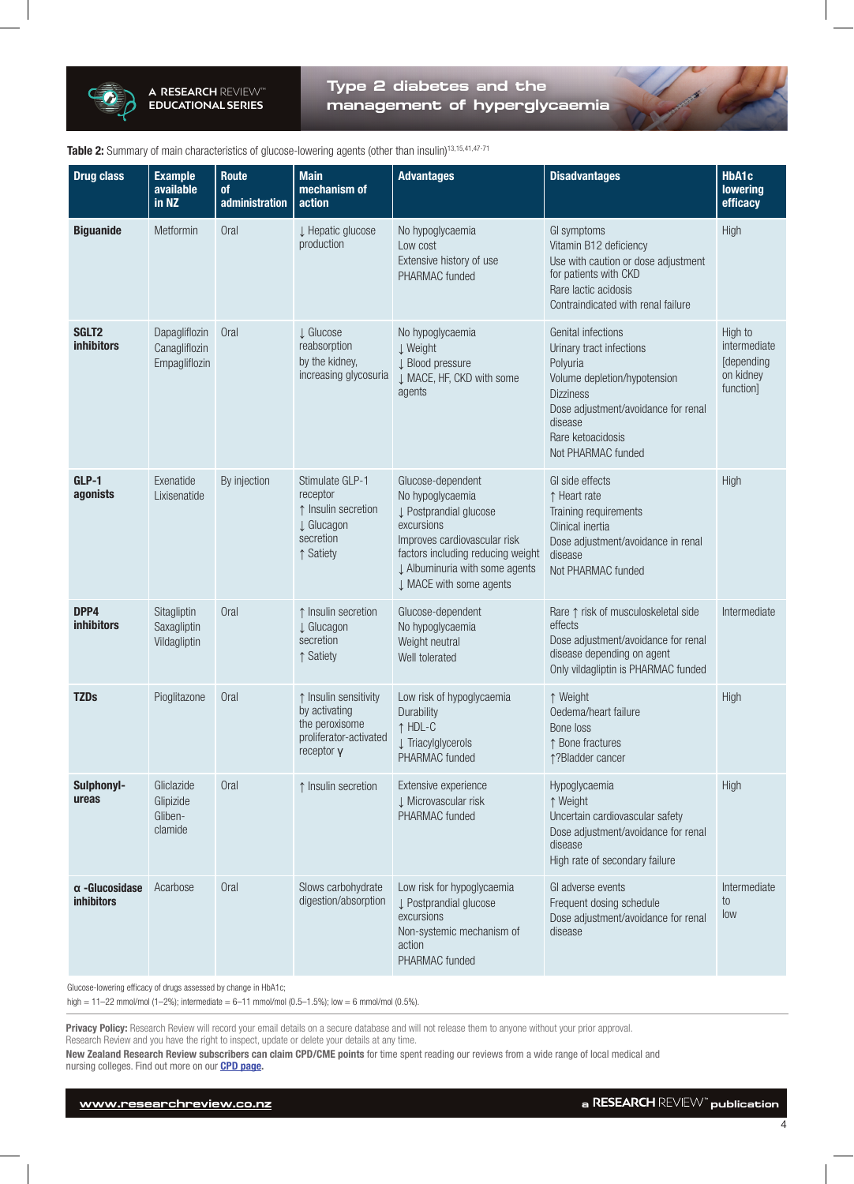**Table 2:** Summary of main characteristics of glucose-lowering agents (other than insulin)[13,15,41,47-71]

| Drug class | Example available in NZ | Route of administration | Main mechanism of action | Advantages | Disadvantages | HbA1c lowering efficacy |
|---|---|---|---|---|---|---|
| **Biguanide** | Metformin | Oral | ↓ Hepatic glucose production | No hypoglycaemia<br>Low cost<br>Extensive history of use<br>PHARMAC funded | GI symptoms<br>Vitamin B12 deficiency<br>Use with caution or dose adjustment for patients with CKD<br>Rare lactic acidosis<br>Contraindicated with renal failure | High |
| **SGLT2 inhibitors** | Dapagliflozin<br>Canagliflozin<br>Empagliflozin | Oral | ↓ Glucose reabsorption by the kidney, increasing glycosuria | No hypoglycaemia<br>↓ Weight<br>↓ Blood pressure<br>↓ MACE, HF, CKD with some agents | Genital infections<br>Urinary tract infections<br>Polyuria<br>Volume depletion/hypotension<br>Dizziness<br>Dose adjustment/avoidance for renal disease<br>Rare ketoacidosis<br>Not PHARMAC funded | High to intermediate [depending on kidney function] |
| **GLP-1 agonists** | Exenatide<br>Lixisenatide | By injection | Stimulate GLP-1 receptor<br>↑ Insulin secretion<br>↓ Glucagon secretion<br>↑ Satiety | Glucose-dependent<br>No hypoglycaemia<br>↓ Postprandial glucose excursions<br>Improves cardiovascular risk factors including reducing weight<br>↓ Albuminuria with some agents<br>↓ MACE with some agents | GI side effects<br>↑ Heart rate<br>Training requirements<br>Clinical inertia<br>Dose adjustment/avoidance in renal disease<br>Not PHARMAC funded | High |
| **DPP4 inhibitors** | Sitagliptin<br>Saxagliptin<br>Vildagliptin | Oral | ↑ Insulin secretion<br>↓ Glucagon secretion<br>↑ Satiety | Glucose-dependent<br>No hypoglycaemia<br>Weight neutral<br>Well tolerated | Rare ↑ risk of musculoskeletal side effects<br>Dose adjustment/avoidance for renal disease depending on agent<br>Only vildagliptin is PHARMAC funded | Intermediate |
| **TZDs** | Pioglitazone | Oral | ↑ Insulin sensitivity by activating the peroxisome proliferator-activated receptor γ | Low risk of hypoglycaemia<br>Durability<br>↑ HDL-C<br>↓ Triacylglycerols<br>PHARMAC funded | ↑ Weight<br>Oedema/heart failure<br>Bone loss<br>↑ Bone fractures<br>↑?Bladder cancer | High |
| **Sulphonyl-ureas** | Gliclazide<br>Glipizide<br>Gliben-clamide | Oral | ↑ Insulin secretion | Extensive experience<br>↓ Microvascular risk<br>PHARMAC funded | Hypoglycaemia<br>↑ Weight<br>Uncertain cardiovascular safety<br>Dose adjustment/avoidance for renal disease<br>High rate of secondary failure | High |
| **α -Glucosidase inhibitors** | Acarbose | Oral | Slows carbohydrate digestion/absorption | Low risk for hypoglycaemia<br>↓ Postprandial glucose excursions<br>Non-systemic mechanism of action<br>PHARMAC funded | GI adverse events<br>Frequent dosing schedule<br>Dose adjustment/avoidance for renal disease | Intermediate to low |

Glucose-lowering efficacy of drugs assessed by change in HbA1c;
high = 11–22 mmol/mol (1–2%); intermediate = 6–11 mmol/mol (0.5–1.5%); low = 6 mmol/mol (0.5%).

**Privacy Policy:** Research Review will record your email details on a secure database and will not release them to anyone without your prior approval. Research Review and you have the right to inspect, update or delete your details at any time.

**New Zealand Research Review subscribers can claim CPD/CME points** for time spent reading our reviews from a wide range of local medical and nursing colleges. Find out more on our CPD page.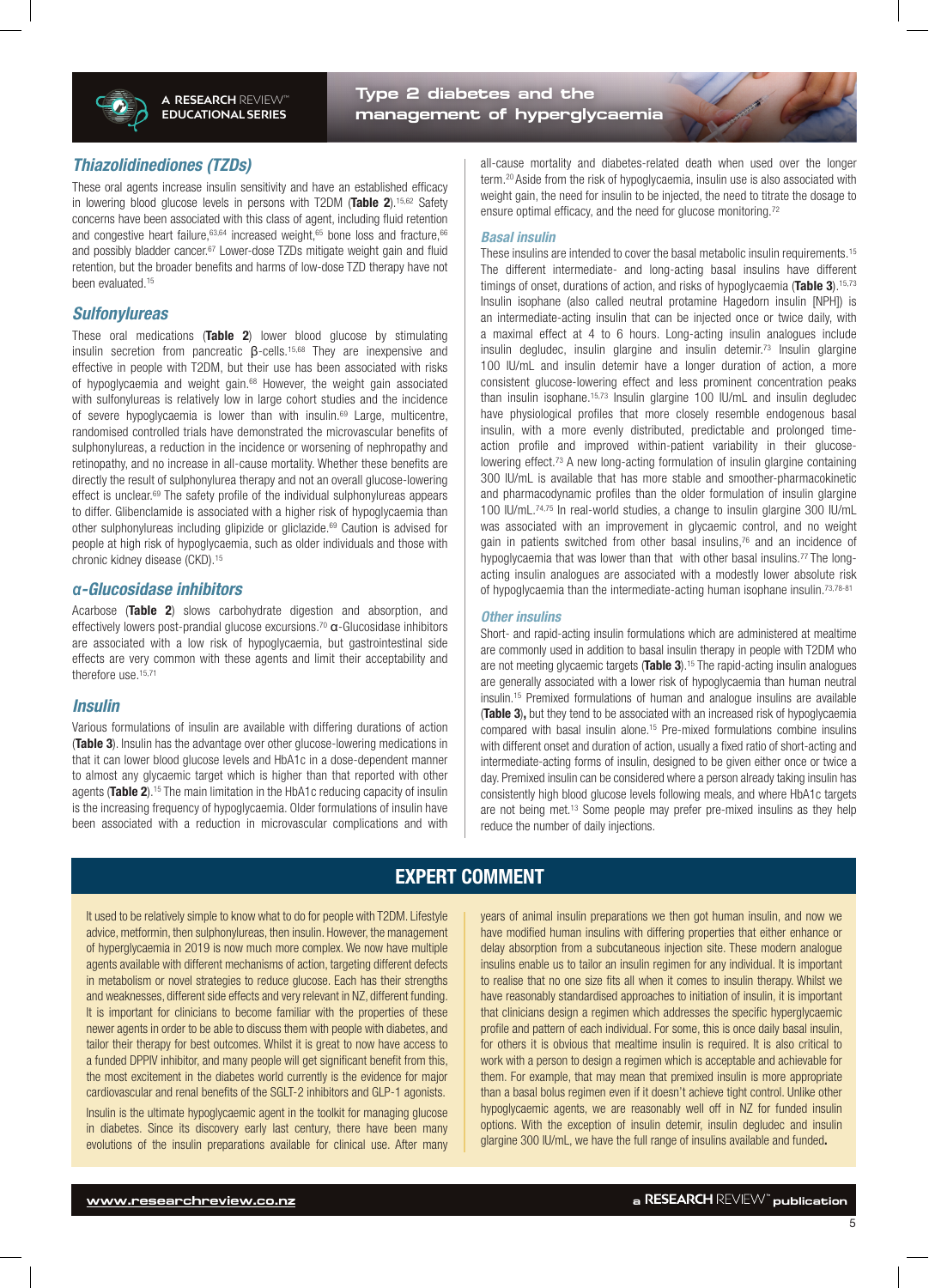## Thiazolidinediones (TZDs)

These oral agents increase insulin sensitivity and have an established efficacy in lowering blood glucose levels in persons with T2DM (**Table 2**).[15,62] Safety concerns have been associated with this class of agent, including fluid retention and congestive heart failure,[63,64] increased weight,[65] bone loss and fracture,[66] and possibly bladder cancer.[67] Lower-dose TZDs mitigate weight gain and fluid retention, but the broader benefits and harms of low-dose TZD therapy have not been evaluated.[15]

## Sulfonylureas

These oral medications (**Table 2**) lower blood glucose by stimulating insulin secretion from pancreatic β-cells.[15,68] They are inexpensive and effective in people with T2DM, but their use has been associated with risks of hypoglycaemia and weight gain.[68] However, the weight gain associated with sulfonylureas is relatively low in large cohort studies and the incidence of severe hypoglycaemia is lower than with insulin.[69] Large, multicentre, randomised controlled trials have demonstrated the microvascular benefits of sulphonylureas, a reduction in the incidence or worsening of nephropathy and retinopathy, and no increase in all-cause mortality. Whether these benefits are directly the result of sulphonylurea therapy and not an overall glucose-lowering effect is unclear.[69] The safety profile of the individual sulphonylureas appears to differ. Glibenclamide is associated with a higher risk of hypoglycaemia than other sulphonylureas including glipizide or gliclazide.[69] Caution is advised for people at high risk of hypoglycaemia, such as older individuals and those with chronic kidney disease (CKD).[15]

## α-Glucosidase inhibitors

Acarbose (**Table 2**) slows carbohydrate digestion and absorption, and effectively lowers post-prandial glucose excursions.[70] α-Glucosidase inhibitors are associated with a low risk of hypoglycaemia, but gastrointestinal side effects are very common with these agents and limit their acceptability and therefore use.[15,71]

## Insulin

Various formulations of insulin are available with differing durations of action (**Table 3**). Insulin has the advantage over other glucose-lowering medications in that it can lower blood glucose levels and HbA1c in a dose-dependent manner to almost any glycaemic target which is higher than that reported with other agents (**Table 2**).[15] The main limitation in the HbA1c reducing capacity of insulin is the increasing frequency of hypoglycaemia. Older formulations of insulin have been associated with a reduction in microvascular complications and with all-cause mortality and diabetes-related death when used over the longer term.[20] Aside from the risk of hypoglycaemia, insulin use is also associated with weight gain, the need for insulin to be injected, the need to titrate the dosage to ensure optimal efficacy, and the need for glucose monitoring.[72]

### Basal insulin

These insulins are intended to cover the basal metabolic insulin requirements.[15] The different intermediate- and long-acting basal insulins have different timings of onset, durations of action, and risks of hypoglycaemia (**Table 3**).[15,73] Insulin isophane (also called neutral protamine Hagedorn insulin [NPH]) is an intermediate-acting insulin that can be injected once or twice daily, with a maximal effect at 4 to 6 hours. Long-acting insulin analogues include insulin degludec, insulin glargine and insulin detemir.[73] Insulin glargine 100 IU/mL and insulin detemir have a longer duration of action, a more consistent glucose-lowering effect and less prominent concentration peaks than insulin isophane.[15,73] Insulin glargine 100 IU/mL and insulin degludec have physiological profiles that more closely resemble endogenous basal insulin, with a more evenly distributed, predictable and prolonged time-action profile and improved within-patient variability in their glucose-lowering effect.[73] A new long-acting formulation of insulin glargine containing 300 IU/mL is available that has more stable and smoother-pharmacokinetic and pharmacodynamic profiles than the older formulation of insulin glargine 100 IU/mL.[74,75] In real-world studies, a change to insulin glargine 300 IU/mL was associated with an improvement in glycaemic control, and no weight gain in patients switched from other basal insulins,[76] and an incidence of hypoglycaemia that was lower than that with other basal insulins.[77] The long-acting insulin analogues are associated with a modestly lower absolute risk of hypoglycaemia than the intermediate-acting human isophane insulin.[73,78-81]

### Other insulins

Short- and rapid-acting insulin formulations which are administered at mealtime are commonly used in addition to basal insulin therapy in people with T2DM who are not meeting glycaemic targets (**Table 3**).[15] The rapid-acting insulin analogues are generally associated with a lower risk of hypoglycaemia than human neutral insulin.[15] Premixed formulations of human and analogue insulins are available (**Table 3**), but they tend to be associated with an increased risk of hypoglycaemia compared with basal insulin alone.[15] Pre-mixed formulations combine insulins with different onset and duration of action, usually a fixed ratio of short-acting and intermediate-acting forms of insulin, designed to be given either once or twice a day. Premixed insulin can be considered where a person already taking insulin has consistently high blood glucose levels following meals, and where HbA1c targets are not being met.[13] Some people may prefer pre-mixed insulins as they help reduce the number of daily injections.

## EXPERT COMMENT

It used to be relatively simple to know what to do for people with T2DM. Lifestyle advice, metformin, then sulphonylureas, then insulin. However, the management of hyperglycaemia in 2019 is now much more complex. We now have multiple agents available with different mechanisms of action, targeting different defects in metabolism or novel strategies to reduce glucose. Each has their strengths and weaknesses, different side effects and very relevant in NZ, different funding. It is important for clinicians to become familiar with the properties of these newer agents in order to be able to discuss them with people with diabetes, and tailor their therapy for best outcomes. Whilst it is great to now have access to a funded DPPIV inhibitor, and many people will get significant benefit from this, the most excitement in the diabetes world currently is the evidence for major cardiovascular and renal benefits of the SGLT-2 inhibitors and GLP-1 agonists.

Insulin is the ultimate hypoglycaemic agent in the toolkit for managing glucose in diabetes. Since its discovery early last century, there have been many evolutions of the insulin preparations available for clinical use. After many years of animal insulin preparations we then got human insulin, and now we have modified human insulins with differing properties that either enhance or delay absorption from a subcutaneous injection site. These modern analogue insulins enable us to tailor an insulin regimen for any individual. It is important to realise that no one size fits all when it comes to insulin therapy. Whilst we have reasonably standardised approaches to initiation of insulin, it is important that clinicians design a regimen which addresses the specific hyperglycaemic profile and pattern of each individual. For some, this is once daily basal insulin, for others it is obvious that mealtime insulin is required. It is also critical to work with a person to design a regimen which is acceptable and achievable for them. For example, that may mean that premixed insulin is more appropriate than a basal bolus regimen even if it doesn't achieve tight control. Unlike other hypoglycaemic agents, we are reasonably well off in NZ for funded insulin options. With the exception of insulin detemir, insulin degludec and insulin glargine 300 IU/mL, we have the full range of insulins available and funded**.**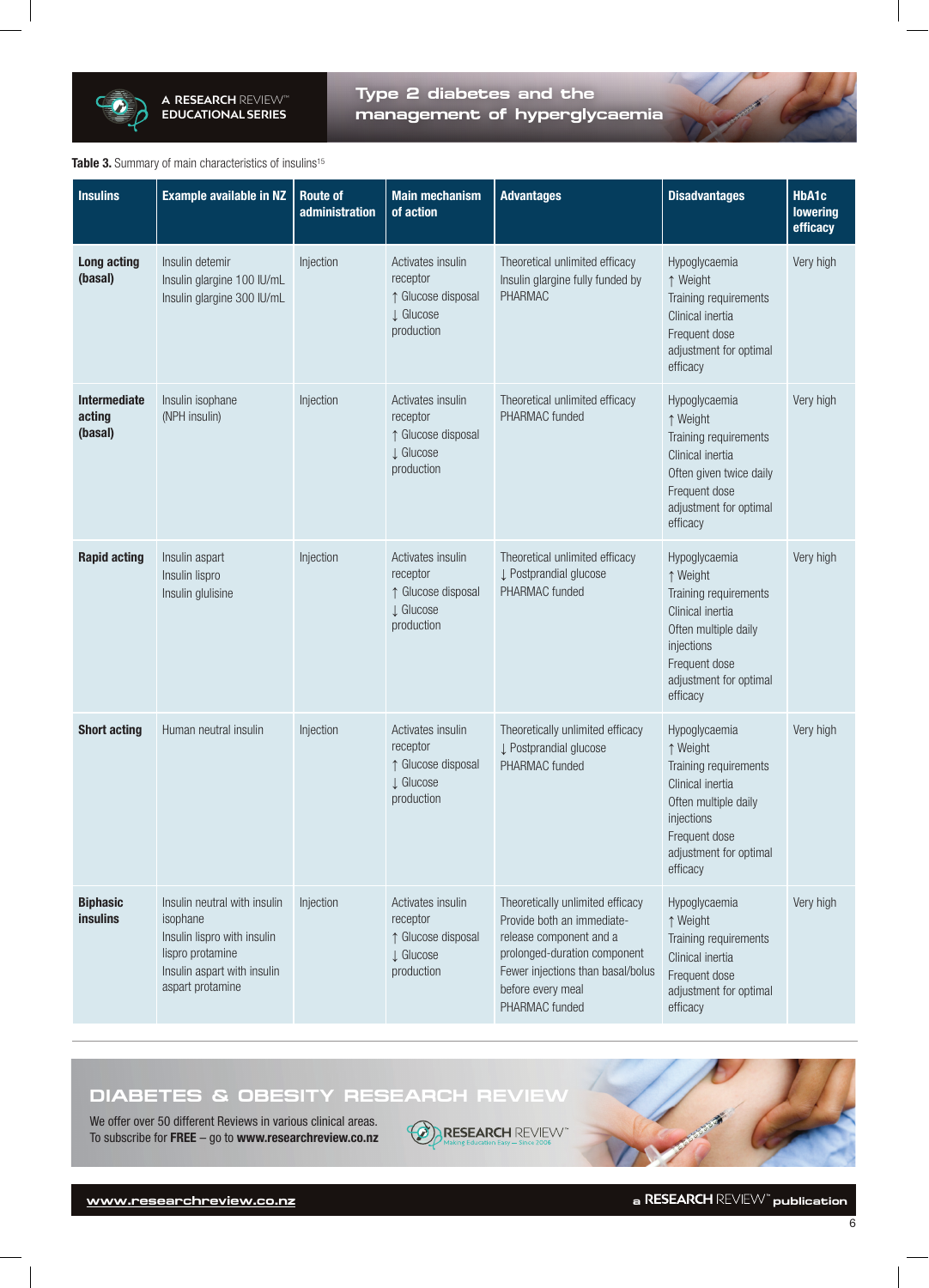**Table 3.** Summary of main characteristics of insulins[15]

| Insulins | Example available in NZ | Route of administration | Main mechanism of action | Advantages | Disadvantages | HbA1c lowering efficacy |
|---|---|---|---|---|---|---|
| **Long acting (basal)** | Insulin detemir<br>Insulin glargine 100 IU/mL<br>Insulin glargine 300 IU/mL | Injection | Activates insulin receptor<br>↑ Glucose disposal<br>↓ Glucose production | Theoretical unlimited efficacy<br>Insulin glargine fully funded by PHARMAC | Hypoglycaemia<br>↑ Weight<br>Training requirements<br>Clinical inertia<br>Frequent dose adjustment for optimal efficacy | Very high |
| **Intermediate acting (basal)** | Insulin isophane (NPH insulin) | Injection | Activates insulin receptor<br>↑ Glucose disposal<br>↓ Glucose production | Theoretical unlimited efficacy<br>PHARMAC funded | Hypoglycaemia<br>↑ Weight<br>Training requirements<br>Clinical inertia<br>Often given twice daily<br>Frequent dose adjustment for optimal efficacy | Very high |
| **Rapid acting** | Insulin aspart<br>Insulin lispro<br>Insulin glulisine | Injection | Activates insulin receptor<br>↑ Glucose disposal<br>↓ Glucose production | Theoretical unlimited efficacy<br>↓ Postprandial glucose<br>PHARMAC funded | Hypoglycaemia<br>↑ Weight<br>Training requirements<br>Clinical inertia<br>Often multiple daily injections<br>Frequent dose adjustment for optimal efficacy | Very high |
| **Short acting** | Human neutral insulin | Injection | Activates insulin receptor<br>↑ Glucose disposal<br>↓ Glucose production | Theoretically unlimited efficacy<br>↓ Postprandial glucose<br>PHARMAC funded | Hypoglycaemia<br>↑ Weight<br>Training requirements<br>Clinical inertia<br>Often multiple daily injections<br>Frequent dose adjustment for optimal efficacy | Very high |
| **Biphasic insulins** | Insulin neutral with insulin isophane<br>Insulin lispro with insulin lispro protamine<br>Insulin aspart with insulin aspart protamine | Injection | Activates insulin receptor<br>↑ Glucose disposal<br>↓ Glucose production | Theoretically unlimited efficacy<br>Provide both an immediate-release component and a prolonged-duration component<br>Fewer injections than basal/bolus before every meal<br>PHARMAC funded | Hypoglycaemia<br>↑ Weight<br>Training requirements<br>Clinical inertia<br>Frequent dose adjustment for optimal efficacy | Very high |

**DIABETES & OBESITY RESEARCH REVIEW**

We offer over 50 different Reviews in various clinical areas.
To subscribe for **FREE** – go to **www.researchreview.co.nz**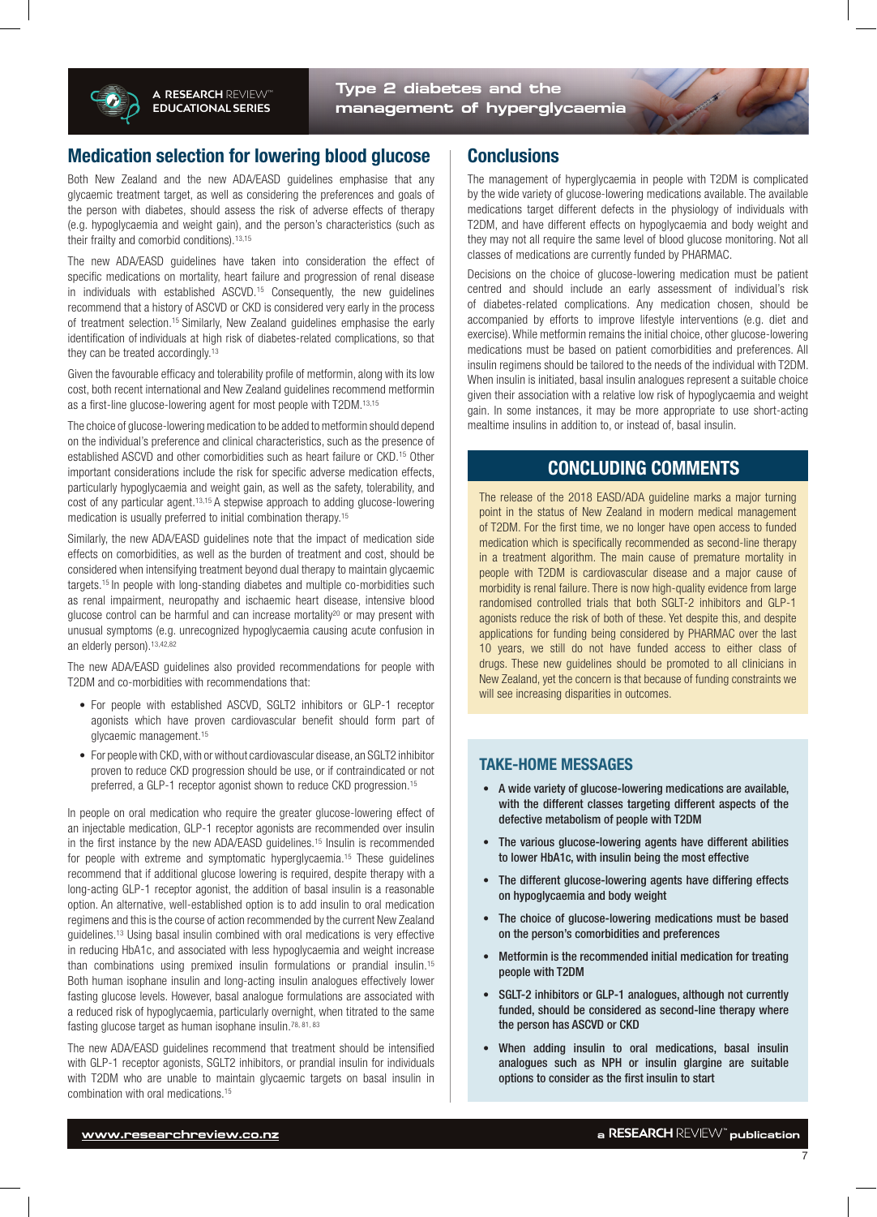## Medication selection for lowering blood glucose

Both New Zealand and the new ADA/EASD guidelines emphasise that any glycaemic treatment target, as well as considering the preferences and goals of the person with diabetes, should assess the risk of adverse effects of therapy (e.g. hypoglycaemia and weight gain), and the person's characteristics (such as their frailty and comorbid conditions).[13,15]

The new ADA/EASD guidelines have taken into consideration the effect of specific medications on mortality, heart failure and progression of renal disease in individuals with established ASCVD.[15] Consequently, the new guidelines recommend that a history of ASCVD or CKD is considered very early in the process of treatment selection.[15] Similarly, New Zealand guidelines emphasise the early identification of individuals at high risk of diabetes-related complications, so that they can be treated accordingly.[13]

Given the favourable efficacy and tolerability profile of metformin, along with its low cost, both recent international and New Zealand guidelines recommend metformin as a first-line glucose-lowering agent for most people with T2DM.[13,15]

The choice of glucose-lowering medication to be added to metformin should depend on the individual's preference and clinical characteristics, such as the presence of established ASCVD and other comorbidities such as heart failure or CKD.[15] Other important considerations include the risk for specific adverse medication effects, particularly hypoglycaemia and weight gain, as well as the safety, tolerability, and cost of any particular agent.[13,15] A stepwise approach to adding glucose-lowering medication is usually preferred to initial combination therapy.[15]

Similarly, the new ADA/EASD guidelines note that the impact of medication side effects on comorbidities, as well as the burden of treatment and cost, should be considered when intensifying treatment beyond dual therapy to maintain glycaemic targets.[15] In people with long-standing diabetes and multiple co-morbidities such as renal impairment, neuropathy and ischaemic heart disease, intensive blood glucose control can be harmful and can increase mortality[20] or may present with unusual symptoms (e.g. unrecognized hypoglycaemia causing acute confusion in an elderly person).[13,42,82]

The new ADA/EASD guidelines also provided recommendations for people with T2DM and co-morbidities with recommendations that:

- For people with established ASCVD, SGLT2 inhibitors or GLP-1 receptor agonists which have proven cardiovascular benefit should form part of glycaemic management.[15]
- For people with CKD, with or without cardiovascular disease, an SGLT2 inhibitor proven to reduce CKD progression should be use, or if contraindicated or not preferred, a GLP-1 receptor agonist shown to reduce CKD progression.[15]

In people on oral medication who require the greater glucose-lowering effect of an injectable medication, GLP-1 receptor agonists are recommended over insulin in the first instance by the new ADA/EASD guidelines.[15] Insulin is recommended for people with extreme and symptomatic hyperglycaemia.[15] These guidelines recommend that if additional glucose lowering is required, despite therapy with a long-acting GLP-1 receptor agonist, the addition of basal insulin is a reasonable option. An alternative, well-established option is to add insulin to oral medication regimens and this is the course of action recommended by the current New Zealand guidelines.[13] Using basal insulin combined with oral medications is very effective in reducing HbA1c, and associated with less hypoglycaemia and weight increase than combinations using premixed insulin formulations or prandial insulin.[15] Both human isophane insulin and long-acting insulin analogues effectively lower fasting glucose levels. However, basal analogue formulations are associated with a reduced risk of hypoglycaemia, particularly overnight, when titrated to the same fasting glucose target as human isophane insulin.[78, 81, 83]

The new ADA/EASD guidelines recommend that treatment should be intensified with GLP-1 receptor agonists, SGLT2 inhibitors, or prandial insulin for individuals with T2DM who are unable to maintain glycaemic targets on basal insulin in combination with oral medications.[15]

## Conclusions

The management of hyperglycaemia in people with T2DM is complicated by the wide variety of glucose-lowering medications available. The available medications target different defects in the physiology of individuals with T2DM, and have different effects on hypoglycaemia and body weight and they may not all require the same level of blood glucose monitoring. Not all classes of medications are currently funded by PHARMAC.

Decisions on the choice of glucose-lowering medication must be patient centred and should include an early assessment of individual's risk of diabetes-related complications. Any medication chosen, should be accompanied by efforts to improve lifestyle interventions (e.g. diet and exercise). While metformin remains the initial choice, other glucose-lowering medications must be based on patient comorbidities and preferences. All insulin regimens should be tailored to the needs of the individual with T2DM. When insulin is initiated, basal insulin analogues represent a suitable choice given their association with a relative low risk of hypoglycaemia and weight gain. In some instances, it may be more appropriate to use short-acting mealtime insulins in addition to, or instead of, basal insulin.

## CONCLUDING COMMENTS

The release of the 2018 EASD/ADA guideline marks a major turning point in the status of New Zealand in modern medical management of T2DM. For the first time, we no longer have open access to funded medication which is specifically recommended as second-line therapy in a treatment algorithm. The main cause of premature mortality in people with T2DM is cardiovascular disease and a major cause of morbidity is renal failure. There is now high-quality evidence from large randomised controlled trials that both SGLT-2 inhibitors and GLP-1 agonists reduce the risk of both of these. Yet despite this, and despite applications for funding being considered by PHARMAC over the last 10 years, we still do not have funded access to either class of drugs. These new guidelines should be promoted to all clinicians in New Zealand, yet the concern is that because of funding constraints we will see increasing disparities in outcomes.

## TAKE-HOME MESSAGES

- A wide variety of glucose-lowering medications are available, with the different classes targeting different aspects of the defective metabolism of people with T2DM
- The various glucose-lowering agents have different abilities to lower HbA1c, with insulin being the most effective
- The different glucose-lowering agents have differing effects on hypoglycaemia and body weight
- The choice of glucose-lowering medications must be based on the person's comorbidities and preferences
- Metformin is the recommended initial medication for treating people with T2DM
- SGLT-2 inhibitors or GLP-1 analogues, although not currently funded, should be considered as second-line therapy where the person has ASCVD or CKD
- When adding insulin to oral medications, basal insulin analogues such as NPH or insulin glargine are suitable options to consider as the first insulin to start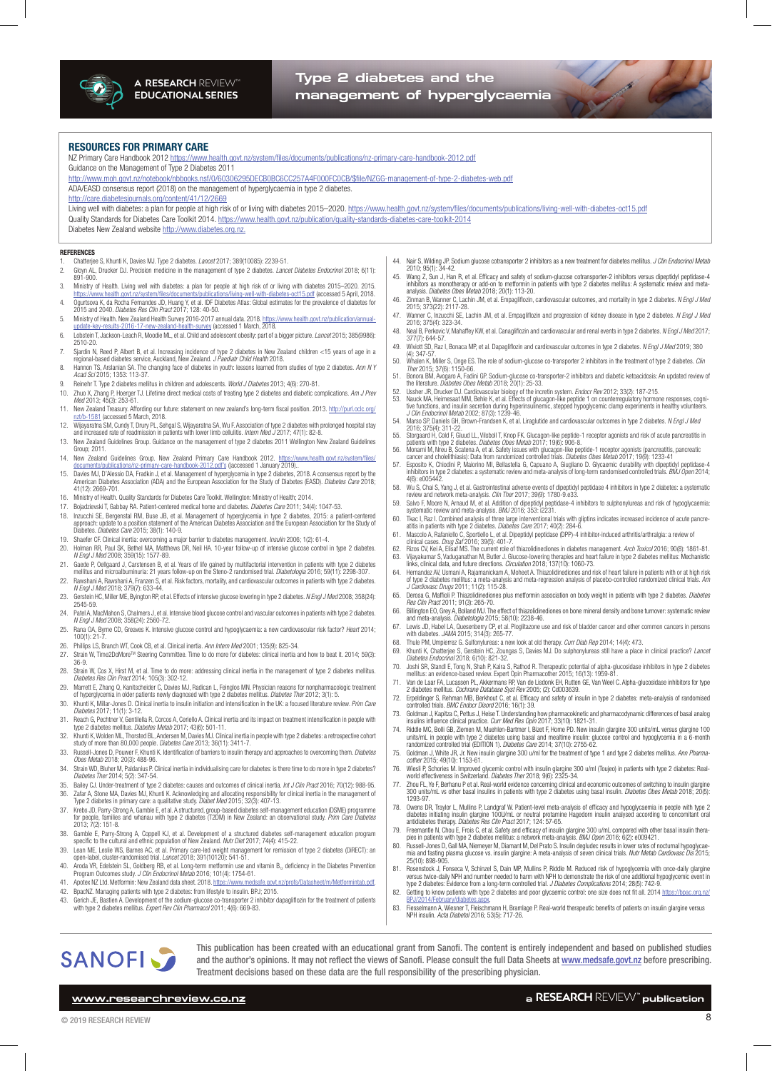## RESOURCES FOR PRIMARY CARE

NZ Primary Care Handbook 2012 https://www.health.govt.nz/system/files/documents/publications/nz-primary-care-handbook-2012.pdf

Guidance on the Management of Type 2 Diabetes 2011

http://www.moh.govt.nz/notebook/nbbooks.nsf/0/60306295DECB0BC6CC257A4F000FC0CB/$file/NZGG-management-of-type-2-diabetes-web.pdf

ADA/EASD consensus report (2018) on the management of hyperglycaemia in type 2 diabetes.

http://care.diabetesjournals.org/content/41/12/2669

Living well with diabetes: a plan for people at high risk of or living with diabetes 2015–2020. https://www.health.govt.nz/system/files/documents/publications/living-well-with-diabetes-oct15.pdf

Quality Standards for Diabetes Care Toolkit 2014. https://www.health.govt.nz/publication/quality-standards-diabetes-care-toolkit-2014

Diabetes New Zealand website http://www.diabetes.org.nz.

### REFERENCES

1. Chatterjee S, Khunti K, Davies MJ. Type 2 diabetes. *Lancet* 2017; 389(10085): 2239-51.
2. Gloyn AL, Drucker DJ. Precision medicine in the management of type 2 diabetes. *Lancet Diabetes Endocrinol* 2018; 6(11): 891-900.
3. Ministry of Health. Living well with diabetes: a plan for people at high risk of or living with diabetes 2015–2020. 2015. https://www.health.govt.nz/system/files/documents/publications/living-well-with-diabetes-oct15.pdf (accessed 5 April, 2018.
4. Ogurtsova K, da Rocha Fernandes JD, Huang Y, et al. IDF Diabetes Atlas: Global estimates for the prevalence of diabetes for 2015 and 2040. *Diabetes Res Clin Pract* 2017; 128: 40-50.
5. Ministry of Health. New Zealand Health Survey 2016-2017 annual data. 2018. https://www.health.govt.nz/publication/annual-update-key-results-2016-17-new-zealand-health-survey (accessed 1 March, 2018.
6. Lobstein T, Jackson-Leach R, Moodie ML, et al. Child and adolescent obesity: part of a bigger picture. *Lancet* 2015; 385(9986): 2510-20.
7. Sjardin N, Reed P, Albert B, et al. Increasing incidence of type 2 diabetes in New Zealand children <15 years of age in a regional-based diabetes service, Auckland, New Zealand. *J Paediatr Child Health* 2018.
8. Hannon TS, Arslanian SA. The changing face of diabetes in youth: lessons learned from studies of type 2 diabetes. *Ann N Y Acad Sci* 2015; 1353: 113-37.
9. Reinehr T. Type 2 diabetes mellitus in children and adolescents. *World J Diabetes* 2013; 4(6): 270-81.
10. Zhuo X, Zhang P, Hoerger TJ. Lifetime direct medical costs of treating type 2 diabetes and diabetic complications. *Am J Prev Med* 2013; 45(3): 253-61.
11. New Zealand Treasury. Affording our future: statement on new zealand's long-term fiscal position. 2013. http://purl.oclc.org/nzt/b-1581 (accessed 5 March, 2018.
12. Wijayaratna SM, Cundy T, Drury PL, Sehgal S, Wijayaratna SA, Wu F. Association of type 2 diabetes with prolonged hospital stay and increased rate of readmission in patients with lower limb cellulitis. *Intern Med J* 2017; 47(1): 82-8.
13. New Zealand Guidelines Group. Guidance on the management of type 2 diabetes 2011 Wellington New Zealand Guidelines Group; 2011.
14. New Zealand Guidelines Group. New Zealand Primary Care Handbook 2012. https://www.health.govt.nz/system/files/documents/publications/nz-primary-care-handbook-2012.pdf's (accessed 1 January 2019).
15. Davies MJ, D'Alessio DA, Fradkin J, et al. Management of hyperglycemia in type 2 diabetes, 2018. A consensus report by the American Diabetes Association (ADA) and the European Association for the Study of Diabetes (EASD). *Diabetes Care* 2018; 41(12): 2669-701.
16. Ministry of Health. Quality Standards for Diabetes Care Toolkit. Wellington: Ministry of Health; 2014.
17. Bojadzievski T, Gabbay RA. Patient-centered medical home and diabetes. *Diabetes Care* 2011; 34(4): 1047-53.
18. Inzucchi SE, Bergenstal RM, Buse JB, et al. Management of hyperglycemia in type 2 diabetes, 2015: a patient-centered approach: update to a position statement of the American Diabetes Association and the European Association for the Study of Diabetes. *Diabetes Care* 2015; 38(1): 140-9.
19. Shaefer CF. Clinical inertia: overcoming a major barrier to diabetes management. *Insulin* 2006; 1(2): 61-4.
20. Holman RR, Paul SK, Bethel MA, Matthews DR, Neil HA. 10-year follow-up of intensive glucose control in type 2 diabetes. *N Engl J Med* 2008; 359(15): 1577-89.
21. Gaede P, Oellgaard J, Carstensen B, et al. Years of life gained by multifactorial intervention in patients with type 2 diabetes mellitus and microalbuminuria: 21 years follow-up on the Steno-2 randomised trial. *Diabetologia* 2016; 59(11): 2298-307.
22. Rawshani A, Rawshani A, Franzen S, et al. Risk factors, mortality, and cardiovascular outcomes in patients with type 2 diabetes. *N Engl J Med* 2018; 379(7): 633-44.
23. Gerstein HC, Miller ME, Byington RP, et al. Effects of intensive glucose lowering in type 2 diabetes. *N Engl J Med* 2008; 358(24): 2545-59.
24. Patel A, MacMahon S, Chalmers J, et al. Intensive blood glucose control and vascular outcomes in patients with type 2 diabetes. *N Engl J Med* 2008; 358(24): 2560-72.
25. Rana OA, Byrne CD, Greaves K. Intensive glucose control and hypoglycaemia: a new cardiovascular risk factor? *Heart* 2014; 100(1): 21-7.
26. Phillips LS, Branch WT, Cook CB, et al. Clinical inertia. *Ann Intern Med* 2001; 135(9): 825-34.
27. Strain W, Time2DoMore™ Steering Committee. Time to do more for diabetes: clinical inertia and how to beat it. 2014; 59(3): 36-9.
28. Strain W, Cos X, Hirst M, et al. Time to do more: addressing clinical inertia in the management of type 2 diabetes mellitus. *Diabetes Res Clin Pract* 2014; 105(3): 302-12.
29. Marrett E, Zhang Q, Kanitscheider C, Davies MJ, Radican L, Feinglos MN. Physician reasons for nonpharmacologic treatment of hyperglycemia in older patients newly diagnosed with type 2 diabetes mellitus. *Diabetes Ther* 2012; 3(1): 5.
30. Khunti K, Millar-Jones D. Clinical inertia to insulin initiation and intensification in the UK: a focused literature review. *Prim Care Diabetes* 2017; 11(1): 3-12.
31. Reach G, Pechtner V, Gentilella R, Corcos A, Ceriello A. Clinical inertia and its impact on treatment intensification in people with type 2 diabetes mellitus. *Diabetes Metab* 2017; 43(6): 501-11.
32. Khunti K, Wolden ML, Thorsted BL, Andersen M, Davies MJ. Clinical inertia in people with type 2 diabetes: a retrospective cohort study of more than 80,000 people. *Diabetes Care* 2013; 36(11): 3411-7.
33. Russell-Jones D, Pouwer F, Khunti K. Identification of barriers to insulin therapy and approaches to overcoming them. *Diabetes Obes Metab* 2018; 20(3): 488-96.
34. Strain WD, Bluher M, Paldanius P. Clinical inertia in individualising care for diabetes: is there time to do more in type 2 diabetes? *Diabetes Ther* 2014; 5(2): 347-54.
35. Bailey CJ. Under-treatment of type 2 diabetes: causes and outcomes of clinical inertia. *Int J Clin Pract* 2016; 70(12): 988-95.
36. Zafar A, Stone MA, Davies MJ, Khunti K. Acknowledging and allocating responsibility for clinical inertia in the management of Type 2 diabetes in primary care: a qualitative study. *Diabet Med* 2015; 32(3): 407-13.
37. Krebs JD, Parry-Strong A, Gamble E, et al. A structured, group-based diabetes self-management education (DSME) programme for people, families and whanau with type 2 diabetes (T2DM) in New Zealand: an observational study. *Prim Care Diabetes* 2013; 7(2): 151-8.
38. Gamble E, Parry-Strong A, Coppell KJ, et al. Development of a structured diabetes self-management education program specific to the cultural and ethnic population of New Zealand. *Nutr Diet* 2017; 74(4): 415-22.
39. Lean ME, Leslie WS, Barnes AC, et al. Primary care-led weight management for remission of type 2 diabetes (DiRECT): an open-label, cluster-randomised trial. *Lancet* 2018; 391(10120): 541-51.
40. Aroda VR, Edelstein SL, Goldberg RB, et al. Long-term metformin use and vitamin $B_{12}$ deficiency in the Diabetes Prevention Program Outcomes study. *J Clin Endocrinol Metab* 2016; 101(4): 1754-61.
41. Apotex NZ Ltd. Metformin: New Zealand data sheet. 2018. https://www.medsafe.govt.nz/profs/Datasheet/m/Metformintab.pdf.
42. BpacNZ. Managing patients with type 2 diabetes: from lifestyle to insulin. *BPJ*; 2015.
43. Gerich JE, Bastien A. Development of the sodium-glucose co-transporter 2 inhibitor dapagliflozin for the treatment of patients with type 2 diabetes mellitus. *Expert Rev Clin Pharmacol* 2011; 4(6): 669-83.
44. Nair S, Wilding JP. Sodium glucose cotransporter 2 inhibitors as a new treatment for diabetes mellitus. *J Clin Endocrinol Metab* 2010; 95(1): 34-42.
45. Wang Z, Sun J, Han R, et al. Efficacy and safety of sodium-glucose cotransporter-2 inhibitors versus dipeptidyl peptidase-4 inhibitors as monotherapy or add-on to metformin in patients with type 2 diabetes mellitus: A systematic review and meta-analysis. *Diabetes Obes Metab* 2018; 20(1): 113-20.
46. Zinman B, Wanner C, Lachin JM, et al. Empagliflozin, cardiovascular outcomes, and mortality in type 2 diabetes. *N Engl J Med* 2015; 373(22): 2117-28.
47. Wanner C, Inzucchi SE, Lachin JM, et al. Empagliflozin and progression of kidney disease in type 2 diabetes. *N Engl J Med* 2016; 375(4): 323-34.
48. Neal B, Perkovic V, Mahaffey KW, et al. Canagliflozin and cardiovascular and renal events in type 2 diabetes. *N Engl J Med* 2017; 377(7): 644-57.
49. Wiviott SD, Raz I, Bonaca MP, et al. Dapagliflozin and cardiovascular outcomes in type 2 diabetes. *N Engl J Med* 2019; 380 (4): 347-57.
50. Whalen K, Miller S, Onge ES. The role of sodium-glucose co-transporter 2 inhibitors in the treatment of type 2 diabetes. *Clin Ther* 2015; 37(6): 1150-66.
51. Bonora BM, Avogaro A, Fadini GP. Sodium-glucose co-transporter-2 inhibitors and diabetic ketoacidosis: An updated review of the literature. *Diabetes Obes Metab* 2018; 20(1): 25-33.
52. Ussher JR, Drucker DJ. Cardiovascular biology of the incretin system. *Endocr Rev* 2012; 33(2): 187-215.
53. Nauck MA, Heimesaat MM, Behle K, et al. Effects of glucagon-like peptide 1 on counterregulatory hormone responses, cognitive functions, and insulin secretion during hyperinsulinemic, stepped hypoglycemic clamp experiments in healthy volunteers. *J Clin Endocrinol Metab* 2002; 87(3): 1239-46.
54. Marso SP, Daniels GH, Brown-Frandsen K, et al. Liraglutide and cardiovascular outcomes in type 2 diabetes. *N Engl J Med* 2016; 375(4): 311-22.
55. Storgaard H, Cold F, Gluud LL, Vilsboll T, Knop FK. Glucagon-like peptide-1 receptor agonists and risk of acute pancreatitis in patients with type 2 diabetes. *Diabetes Obes Metab* 2017; 19(6): 906-8.
56. Monami M, Nreu B, Scatena A, et al. Safety issues with glucagon-like peptide-1 receptor agonists (pancreatitis, pancreatic cancer and cholelithiasis): Data from randomized controlled trials. *Diabetes Obes Metab* 2017; 19(9): 1233-41
57. Esposito K, Chiodini P, Maiorino MI, Bellastella G, Capuano A, Giugliano D. Glycaemic durability with dipeptidyl peptidase-4 inhibitors in type 2 diabetes: a systematic review and meta-analysis of long-term randomised controlled trials. *BMJ Open* 2014; 4(6): e005442.
58. Wu S, Chai S, Yang J, et al. Gastrointestinal adverse events of dipeptidyl peptidase 4 inhibitors in type 2 diabetes: a systematic review and network meta-analysis. *Clin Ther* 2017; 39(9): 1780-9.e33.
59. Salvo F, Moore N, Arnaud M, et al. Addition of dipeptidyl peptidase-4 inhibitors to sulphonylureas and risk of hypoglycaemia: systematic review and meta-analysis. *BMJ* 2016; 353: i2231.
60. Tkac I, Raz I. Combined analysis of three large interventional trials with gliptins indicates increased incidence of acute pancreatitis in patients with type 2 diabetes. *Diabetes Care* 2017; 40(2): 284-6.
61. Mascolo A, Rafaniello C, Sportiello L, et al. Dipeptidyl peptidase (DPP)-4 inhibitor-induced arthritis/arthralgia: a review of clinical cases. *Drug Saf* 2016; 39(5): 401-7.
62. Rizos CV, Kei A, Elisaf MS. The current role of thiazolidinediones in diabetes management. *Arch Toxicol* 2016; 90(8): 1861-81.
63. Vijayakumar S, Vaduganathan M, Butler J. Glucose-lowering therapies and heart failure in type 2 diabetes mellitus: Mechanistic links, clinical data, and future directions. *Circulation* 2018; 137(10): 1060-73.
64. Hernandez AV, Usmani A, Rajamanickam A, Moheet A. Thiazolidinediones and risk of heart failure in patients with or at high risk of type 2 diabetes mellitus: a meta-analysis and meta-regression analysis of placebo-controlled randomized clinical trials. *Am J Cardiovasc Drugs* 2011; 11(2): 115-28.
65. Derosa G, Maffioli P. Thiazolidinediones plus metformin association on body weight in patients with type 2 diabetes. *Diabetes Res Clin Pract* 2011; 91(3): 265-70.
66. Billington EO, Grey A, Bolland MJ. The effect of thiazolidinediones on bone mineral density and bone turnover: systematic review and meta-analysis. *Diabetologia* 2015; 58(10): 2238-46.
67. Lewis JD, Habel LA, Quesenberry CP, et al. Pioglitazone use and risk of bladder cancer and other common cancers in persons with diabetes. *JAMA* 2015; 314(3): 265-77.
68. Thule PM, Umpierrez G. Sulfonylureas: a new look at old therapy. *Curr Diab Rep* 2014; 14(4): 473.
69. Khunti K, Chatterjee S, Gerstein HC, Zoungas S, Davies MJ. Do sulphonylureas still have a place in clinical practice? *Lancet Diabetes Endocrinol* 2018; 6(10): 821-32.
70. Joshi SR, Standl E, Tong N, Shah P, Kalra S, Rathod R. Therapeutic potential of alpha-glucosidase inhibitors in type 2 diabetes mellitus: an evidence-based review. Expert Opin Pharmacother 2015; 16(13): 1959-81.
71. Van de Laar FA, Lucassen PL, Akkermans RP, Van de Lisdonk EH, Rutten GE, Van Weel C. Alpha-glucosidase inhibitors for type 2 diabetes mellitus. *Cochrane Database Syst Rev* 2005; (2): Cd003639.
72. Erpeldinger S, Rehman MB, Berkhout C, et al. Efficacy and safety of insulin in type 2 diabetes: meta-analysis of randomised controlled trials. *BMC Endocr Disord* 2016; 16(1): 39.
73. Goldman J, Kapitza C, Pettus J, Heise T. Understanding how pharmacokinetic and pharmacodynamic differences of basal analog insulins influence clinical practice. *Curr Med Res Opin* 2017; 33(10): 1821-31.
74. Riddle MC, Bolli GB, Ziemen M, Muehlen-Bartmer I, Bizet F, Home PD. New insulin glargine 300 units/mL versus glargine 100 units/mL in people with type 2 diabetes using basal and mealtime insulin: glucose control and hypoglycemia in a 6-month randomized controlled trial (EDITION 1). *Diabetes Care* 2014; 37(10): 2755-62.
75. Goldman J, White JR, Jr. New insulin glargine 300 u/ml for the treatment of type 1 and type 2 diabetes mellitus. *Ann Pharmacother* 2015; 49(10): 1153-61.
76. Wiesli P, Schories M. Improved glycemic control with insulin glargine 300 u/ml (Toujeo) in patients with type 2 diabetes: Real-world effectiveness in Switzerland. *Diabetes Ther* 2018; 9(6): 2325-34.
77. Zhou FL, Ye F, Berhanu P et al. Real-world evidence concerning clinical and economic outcomes of switching to insulin glargine 300 units/mL vs other basal insulins in patients with type 2 diabetes using basal insulin. *Diabetes Obes Metab* 2018; 20(5): 1293-97.
78. Owens DR, Traylor L, Mullins P, Landgraf W. Patient-level meta-analysis of efficacy and hypoglycaemia in people with type 2 diabetes initiating insulin glargine 100U/mL or neutral protamine Hagedorn insulin analysed according to concomitant oral antidiabetes therapy. *Diabetes Res Clin Pract* 2017; 124: 57-65.
79. Freemantle N, Chou E, Frois C, et al. Safety and efficacy of insulin glargine 300 u/mL compared with other basal insulin therapies in patients with type 2 diabetes mellitus: a network meta-analysis. *BMJ Open* 2016; 6(2): e009421.
80. Russell-Jones D, Gall MA, Niemeyer M, Diamant M, Del Prato S. Insulin degludec results in lower rates of nocturnal hypoglycaemia and fasting plasma glucose vs. insulin glargine: A meta-analysis of seven clinical trials. *Nutr Metab Cardiovasc Dis* 2015; 25(10): 898-905.
81. Rosenstock J, Fonseca V, Schinzel S, Dain MP, Mullins P, Riddle M. Reduced risk of hypoglycemia with once-daily glargine versus twice-daily NPH and number needed to harm with NPH to demonstrate the risk of one additional hypoglycemic event in type 2 diabetes: Evidence from a long-term controlled trial. *J Diabetes Complications* 2014; 28(5): 742-9.
82. Getting to know patients with type 2 diabetes and poor glycaemic control: one size does not fit all. 2014 https://bpac.org.nz/BPJ/2014/February/diabetes.aspx.
83. Fiesselmann A, Wiesner T, Fleischmann H, Bramlage P. Real-world therapeutic benefits of patients on insulin glargine versus NPH insulin. *Acta Diabetol* 2016; 53(5): 717-26.

SANOFI

This publication has been created with an educational grant from Sanofi. The content is entirely independent and based on published studies and the author's opinions. It may not reflect the views of Sanofi. Please consult the full Data Sheets at www.medsafe.govt.nz before prescribing. Treatment decisions based on these data are the full responsibility of the prescribing physician.

www.researchreview.co.nz

© 2019 RESEARCH REVIEW